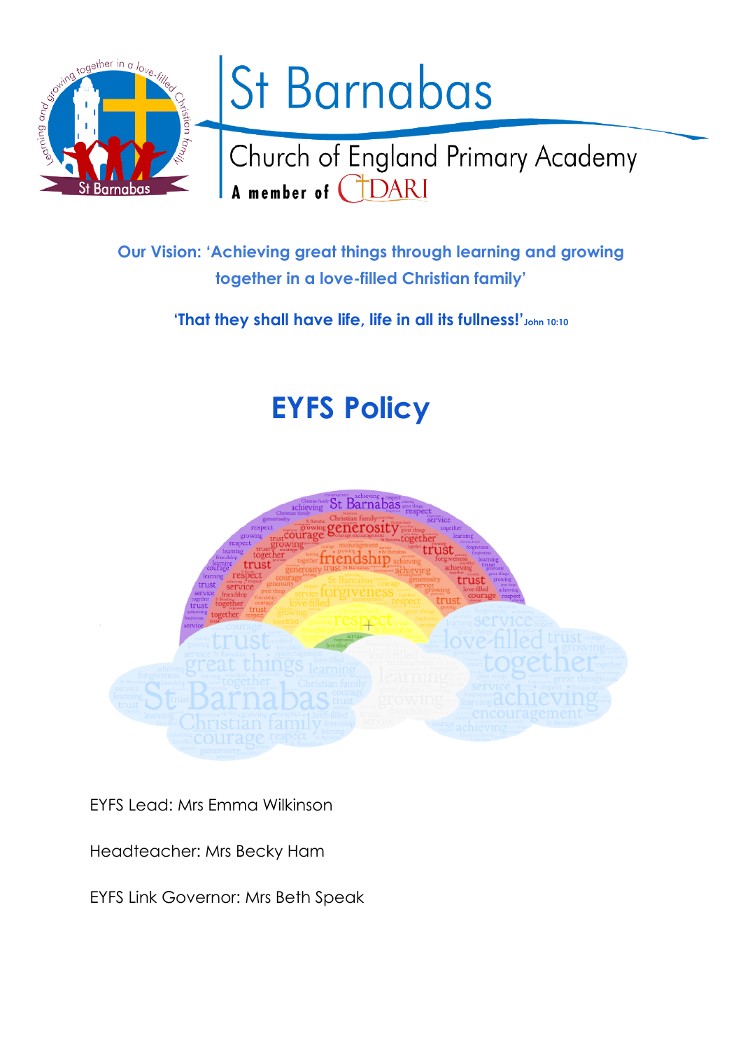# St Barnabas

## Church of England Primary Academy

A member of DARI

**Our Vision: 'Achieving great things through learning and growing together in a love-filled Christian family'**

**'That they shall have life, life in all its fullness!'** John 10:10

# EYFS Policy

EYFS Lead: Mrs Emma Wilkinson

Headteacher: Mrs Becky Ham

EYFS Link Governor: Mrs Beth Speak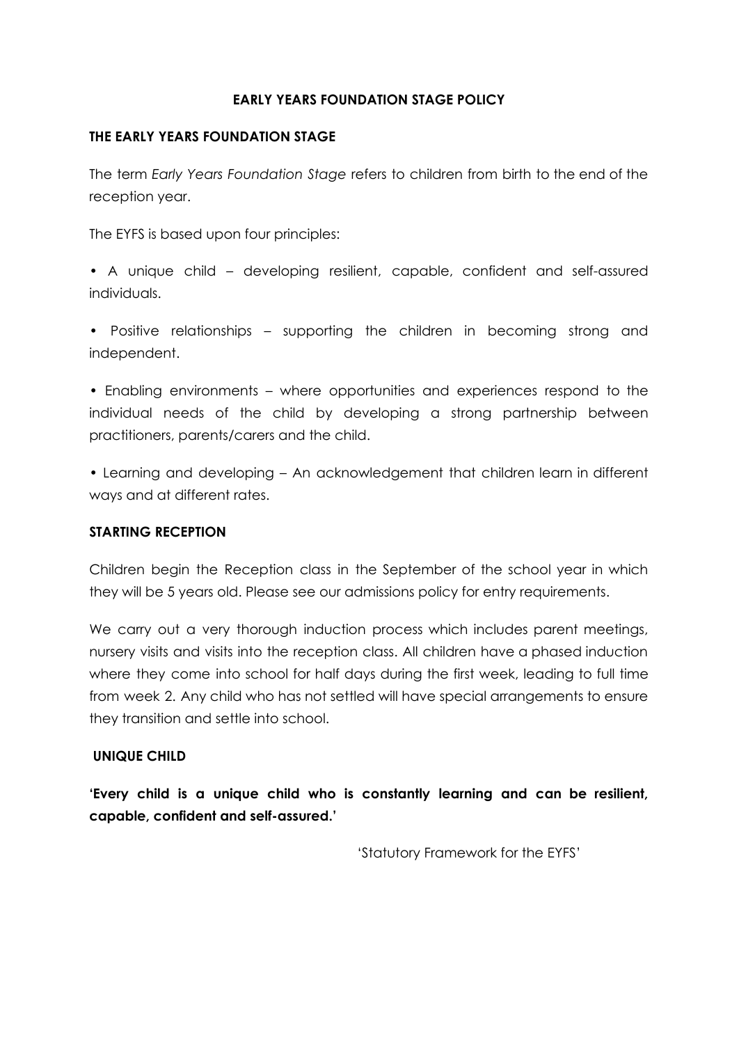# EARLY YEARS FOUNDATION STAGE POLICY

## THE EARLY YEARS FOUNDATION STAGE

The term *Early Years Foundation Stage* refers to children from birth to the end of the reception year.

The EYFS is based upon four principles:

• A unique child – developing resilient, capable, confident and self-assured individuals.

• Positive relationships – supporting the children in becoming strong and independent.

• Enabling environments – where opportunities and experiences respond to the individual needs of the child by developing a strong partnership between practitioners, parents/carers and the child.

• Learning and developing – An acknowledgement that children learn in different ways and at different rates.

## STARTING RECEPTION

Children begin the Reception class in the September of the school year in which they will be 5 years old. Please see our admissions policy for entry requirements.

We carry out a very thorough induction process which includes parent meetings, nursery visits and visits into the reception class. All children have a phased induction where they come into school for half days during the first week, leading to full time from week 2. Any child who has not settled will have special arrangements to ensure they transition and settle into school.

## UNIQUE CHILD

**'Every child is a unique child who is constantly learning and can be resilient, capable, confident and self-assured.'**

'Statutory Framework for the EYFS'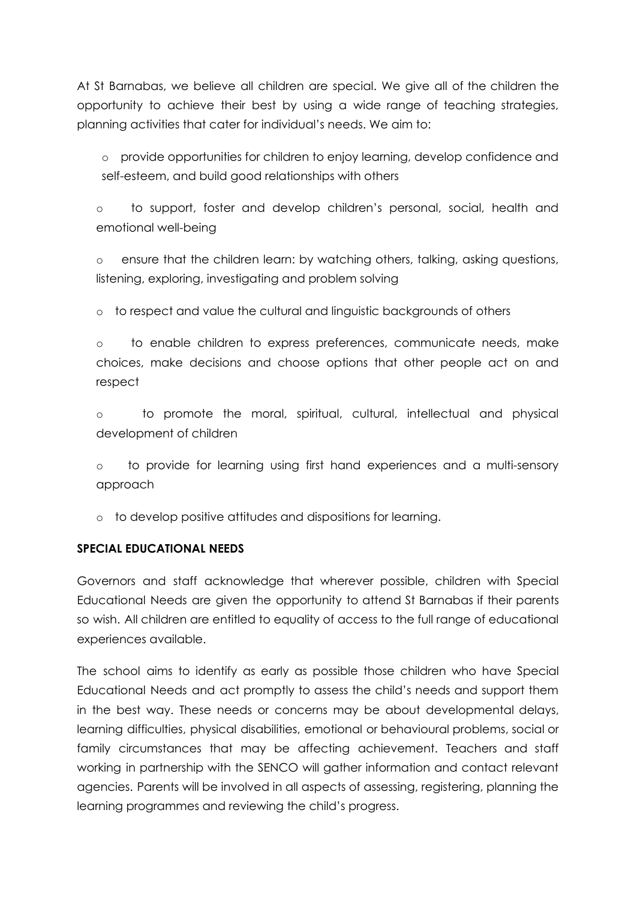At St Barnabas, we believe all children are special. We give all of the children the opportunity to achieve their best by using a wide range of teaching strategies, planning activities that cater for individual's needs. We aim to:

- provide opportunities for children to enjoy learning, develop confidence and self-esteem, and build good relationships with others
- to support, foster and develop children's personal, social, health and emotional well-being
- ensure that the children learn: by watching others, talking, asking questions, listening, exploring, investigating and problem solving
- to respect and value the cultural and linguistic backgrounds of others
- to enable children to express preferences, communicate needs, make choices, make decisions and choose options that other people act on and respect
- to promote the moral, spiritual, cultural, intellectual and physical development of children
- to provide for learning using first hand experiences and a multi-sensory approach
- to develop positive attitudes and dispositions for learning.

**SPECIAL EDUCATIONAL NEEDS**

Governors and staff acknowledge that wherever possible, children with Special Educational Needs are given the opportunity to attend St Barnabas if their parents so wish. All children are entitled to equality of access to the full range of educational experiences available.

The school aims to identify as early as possible those children who have Special Educational Needs and act promptly to assess the child's needs and support them in the best way. These needs or concerns may be about developmental delays, learning difficulties, physical disabilities, emotional or behavioural problems, social or family circumstances that may be affecting achievement. Teachers and staff working in partnership with the SENCO will gather information and contact relevant agencies. Parents will be involved in all aspects of assessing, registering, planning the learning programmes and reviewing the child's progress.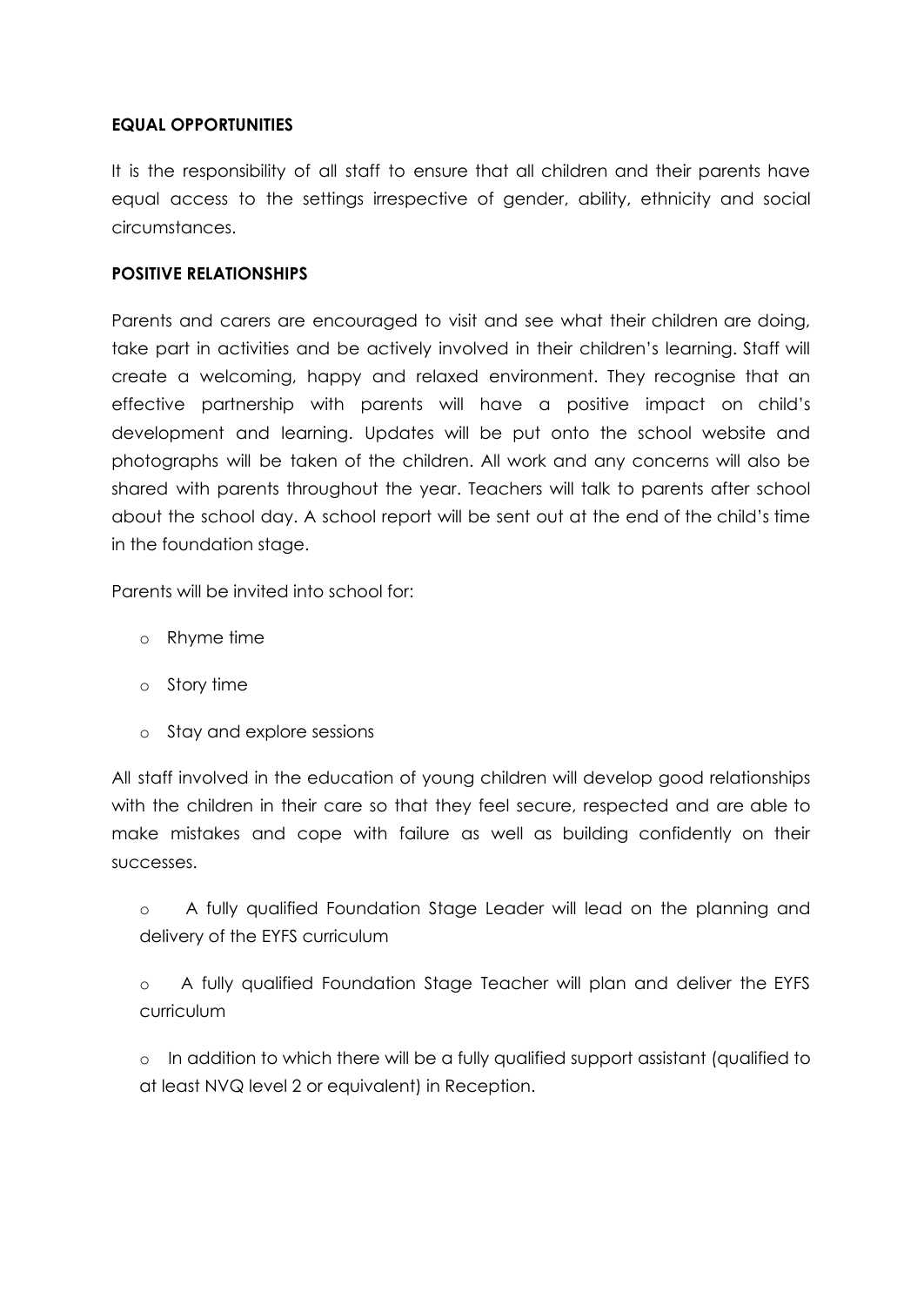**EQUAL OPPORTUNITIES**

It is the responsibility of all staff to ensure that all children and their parents have equal access to the settings irrespective of gender, ability, ethnicity and social circumstances.

**POSITIVE RELATIONSHIPS**

Parents and carers are encouraged to visit and see what their children are doing, take part in activities and be actively involved in their children's learning. Staff will create a welcoming, happy and relaxed environment. They recognise that an effective partnership with parents will have a positive impact on child's development and learning. Updates will be put onto the school website and photographs will be taken of the children. All work and any concerns will also be shared with parents throughout the year. Teachers will talk to parents after school about the school day. A school report will be sent out at the end of the child's time in the foundation stage.

Parents will be invited into school for:

- Rhyme time
- Story time
- Stay and explore sessions

All staff involved in the education of young children will develop good relationships with the children in their care so that they feel secure, respected and are able to make mistakes and cope with failure as well as building confidently on their successes.

- A fully qualified Foundation Stage Leader will lead on the planning and delivery of the EYFS curriculum
- A fully qualified Foundation Stage Teacher will plan and deliver the EYFS curriculum
- In addition to which there will be a fully qualified support assistant (qualified to at least NVQ level 2 or equivalent) in Reception.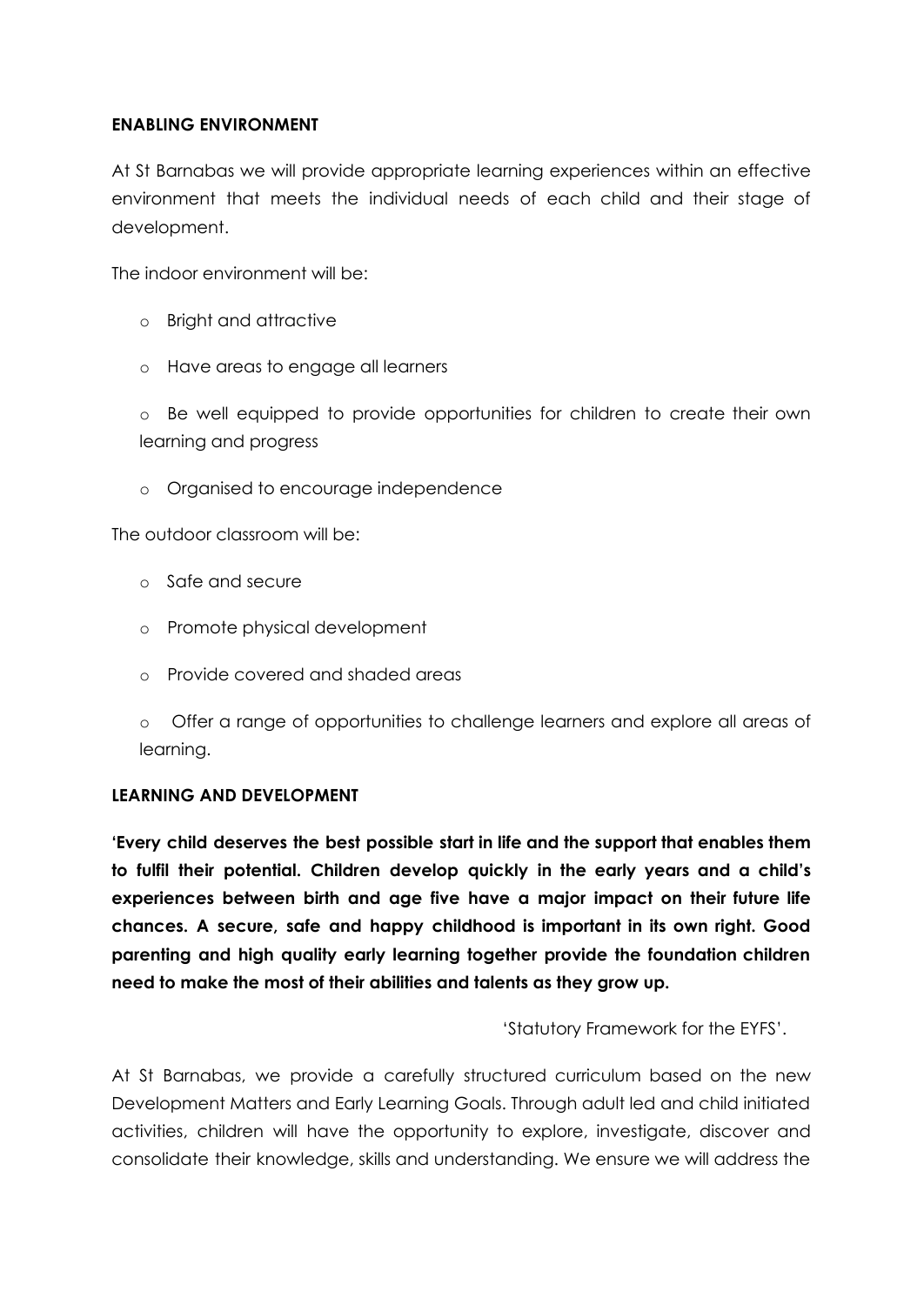**ENABLING ENVIRONMENT**

At St Barnabas we will provide appropriate learning experiences within an effective environment that meets the individual needs of each child and their stage of development.

The indoor environment will be:

- Bright and attractive
- Have areas to engage all learners
- Be well equipped to provide opportunities for children to create their own learning and progress
- Organised to encourage independence

The outdoor classroom will be:

- Safe and secure
- Promote physical development
- Provide covered and shaded areas
- Offer a range of opportunities to challenge learners and explore all areas of learning.

**LEARNING AND DEVELOPMENT**

**'Every child deserves the best possible start in life and the support that enables them to fulfil their potential. Children develop quickly in the early years and a child's experiences between birth and age five have a major impact on their future life chances. A secure, safe and happy childhood is important in its own right. Good parenting and high quality early learning together provide the foundation children need to make the most of their abilities and talents as they grow up.**

'Statutory Framework for the EYFS'.

At St Barnabas, we provide a carefully structured curriculum based on the new Development Matters and Early Learning Goals. Through adult led and child initiated activities, children will have the opportunity to explore, investigate, discover and consolidate their knowledge, skills and understanding. We ensure we will address the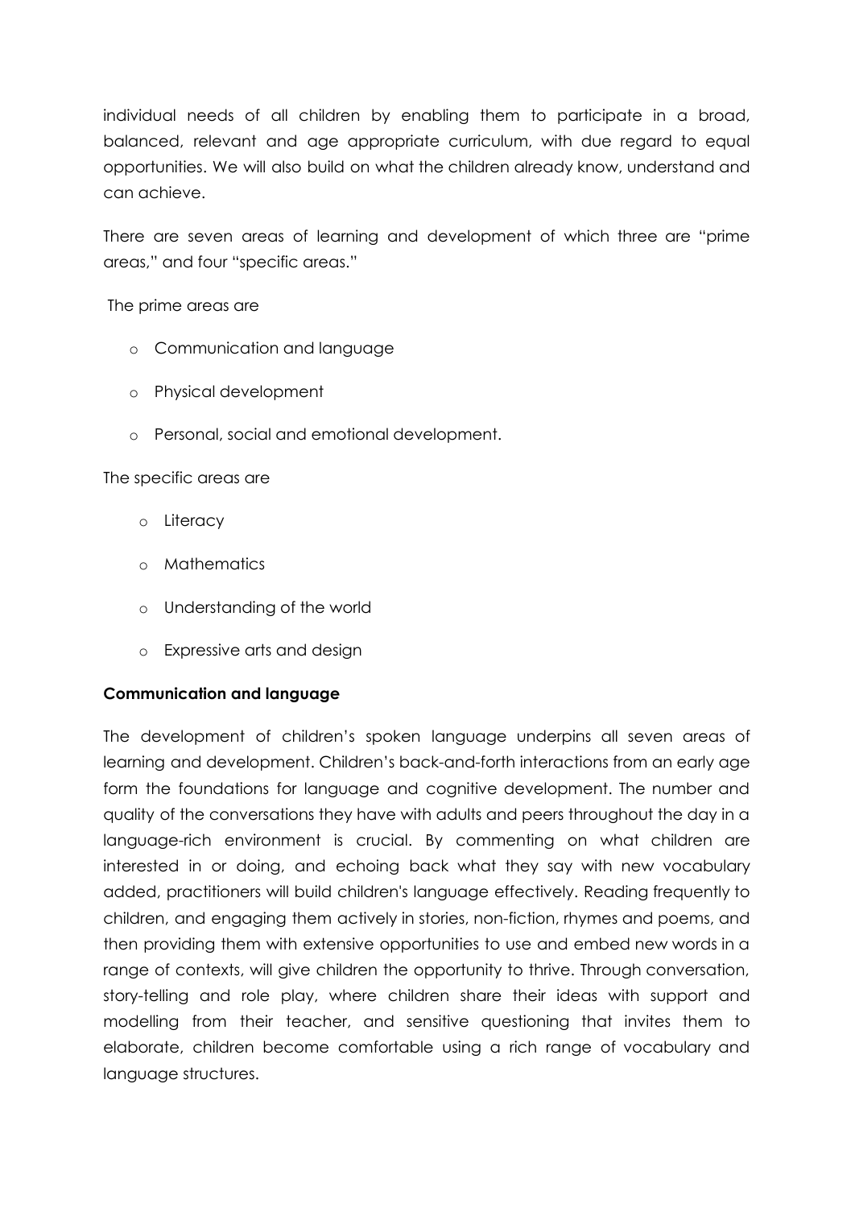individual needs of all children by enabling them to participate in a broad, balanced, relevant and age appropriate curriculum, with due regard to equal opportunities. We will also build on what the children already know, understand and can achieve.

There are seven areas of learning and development of which three are "prime areas," and four "specific areas."

The prime areas are

- Communication and language
- Physical development
- Personal, social and emotional development.

The specific areas are

- Literacy
- Mathematics
- Understanding of the world
- Expressive arts and design

**Communication and language**

The development of children's spoken language underpins all seven areas of learning and development. Children's back-and-forth interactions from an early age form the foundations for language and cognitive development. The number and quality of the conversations they have with adults and peers throughout the day in a language-rich environment is crucial. By commenting on what children are interested in or doing, and echoing back what they say with new vocabulary added, practitioners will build children's language effectively. Reading frequently to children, and engaging them actively in stories, non-fiction, rhymes and poems, and then providing them with extensive opportunities to use and embed new words in a range of contexts, will give children the opportunity to thrive. Through conversation, story-telling and role play, where children share their ideas with support and modelling from their teacher, and sensitive questioning that invites them to elaborate, children become comfortable using a rich range of vocabulary and language structures.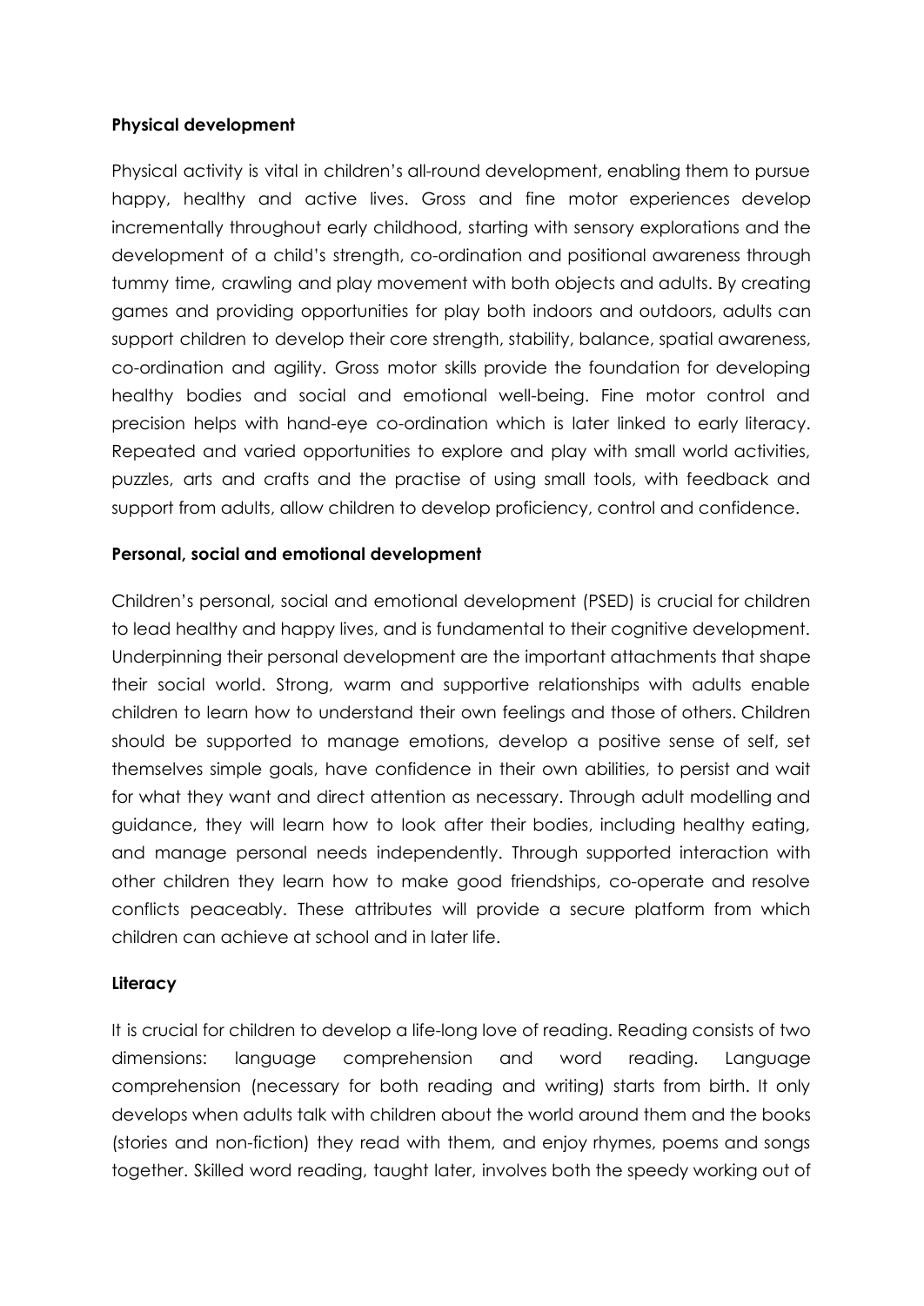**Physical development**

Physical activity is vital in children's all-round development, enabling them to pursue happy, healthy and active lives. Gross and fine motor experiences develop incrementally throughout early childhood, starting with sensory explorations and the development of a child's strength, co-ordination and positional awareness through tummy time, crawling and play movement with both objects and adults. By creating games and providing opportunities for play both indoors and outdoors, adults can support children to develop their core strength, stability, balance, spatial awareness, co-ordination and agility. Gross motor skills provide the foundation for developing healthy bodies and social and emotional well-being. Fine motor control and precision helps with hand-eye co-ordination which is later linked to early literacy. Repeated and varied opportunities to explore and play with small world activities, puzzles, arts and crafts and the practise of using small tools, with feedback and support from adults, allow children to develop proficiency, control and confidence.

**Personal, social and emotional development**

Children's personal, social and emotional development (PSED) is crucial for children to lead healthy and happy lives, and is fundamental to their cognitive development. Underpinning their personal development are the important attachments that shape their social world. Strong, warm and supportive relationships with adults enable children to learn how to understand their own feelings and those of others. Children should be supported to manage emotions, develop a positive sense of self, set themselves simple goals, have confidence in their own abilities, to persist and wait for what they want and direct attention as necessary. Through adult modelling and guidance, they will learn how to look after their bodies, including healthy eating, and manage personal needs independently. Through supported interaction with other children they learn how to make good friendships, co-operate and resolve conflicts peaceably. These attributes will provide a secure platform from which children can achieve at school and in later life.

**Literacy**

It is crucial for children to develop a life-long love of reading. Reading consists of two dimensions: language comprehension and word reading. Language comprehension (necessary for both reading and writing) starts from birth. It only develops when adults talk with children about the world around them and the books (stories and non-fiction) they read with them, and enjoy rhymes, poems and songs together. Skilled word reading, taught later, involves both the speedy working out of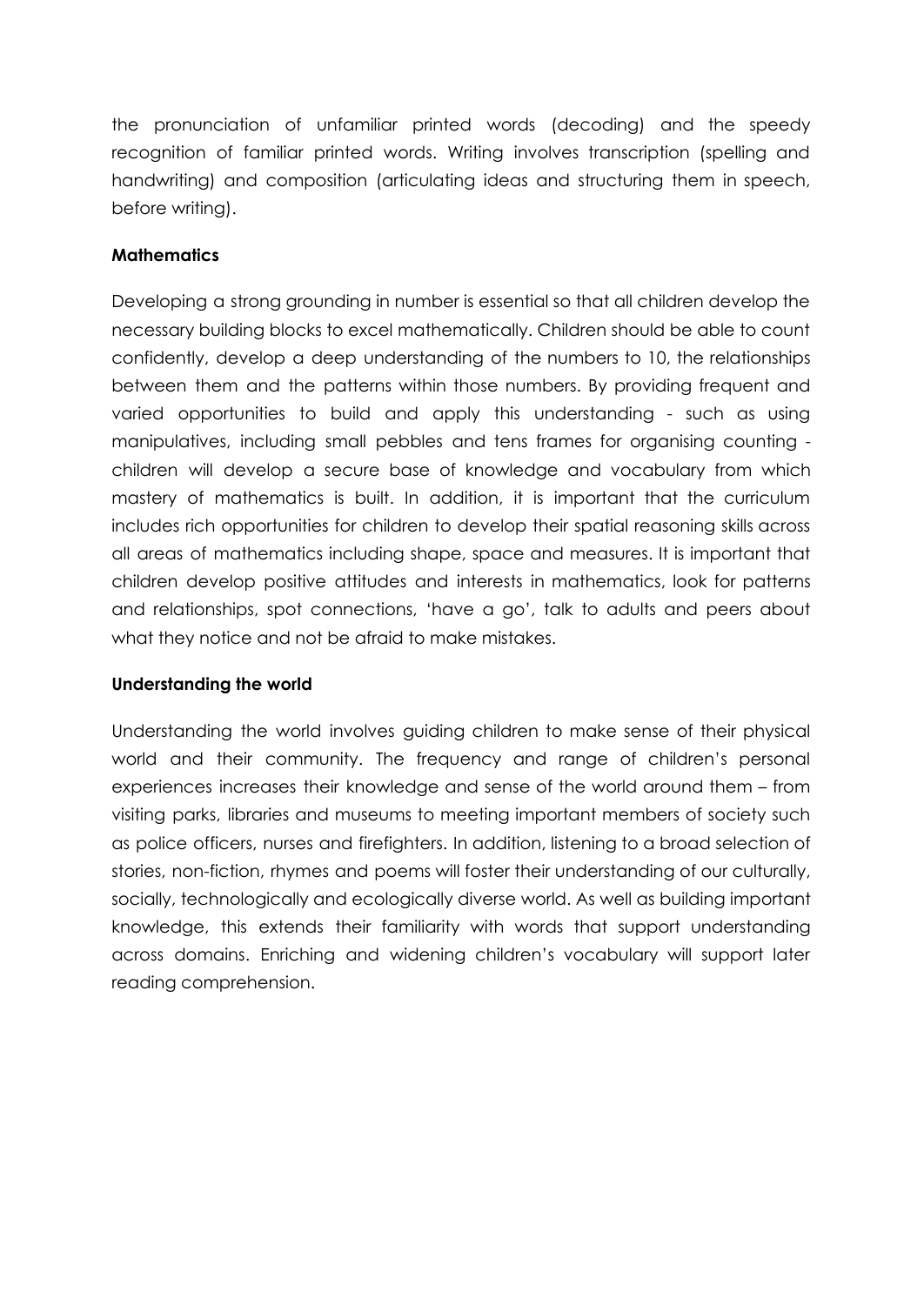the pronunciation of unfamiliar printed words (decoding) and the speedy recognition of familiar printed words. Writing involves transcription (spelling and handwriting) and composition (articulating ideas and structuring them in speech, before writing).

**Mathematics**

Developing a strong grounding in number is essential so that all children develop the necessary building blocks to excel mathematically. Children should be able to count confidently, develop a deep understanding of the numbers to 10, the relationships between them and the patterns within those numbers. By providing frequent and varied opportunities to build and apply this understanding - such as using manipulatives, including small pebbles and tens frames for organising counting - children will develop a secure base of knowledge and vocabulary from which mastery of mathematics is built. In addition, it is important that the curriculum includes rich opportunities for children to develop their spatial reasoning skills across all areas of mathematics including shape, space and measures. It is important that children develop positive attitudes and interests in mathematics, look for patterns and relationships, spot connections, 'have a go', talk to adults and peers about what they notice and not be afraid to make mistakes.

**Understanding the world**

Understanding the world involves guiding children to make sense of their physical world and their community. The frequency and range of children's personal experiences increases their knowledge and sense of the world around them – from visiting parks, libraries and museums to meeting important members of society such as police officers, nurses and firefighters. In addition, listening to a broad selection of stories, non-fiction, rhymes and poems will foster their understanding of our culturally, socially, technologically and ecologically diverse world. As well as building important knowledge, this extends their familiarity with words that support understanding across domains. Enriching and widening children's vocabulary will support later reading comprehension.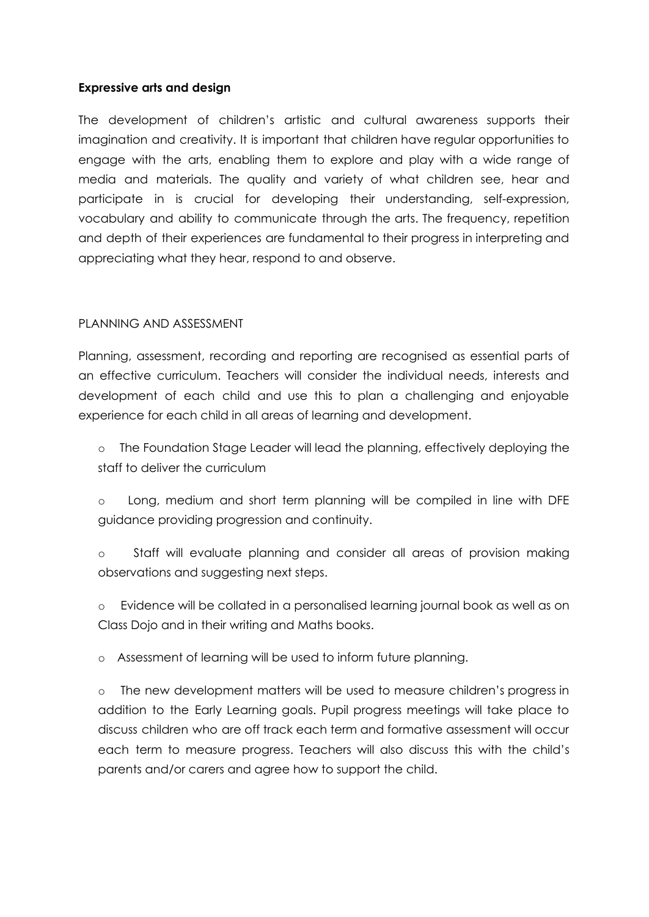**Expressive arts and design**

The development of children's artistic and cultural awareness supports their imagination and creativity. It is important that children have regular opportunities to engage with the arts, enabling them to explore and play with a wide range of media and materials. The quality and variety of what children see, hear and participate in is crucial for developing their understanding, self-expression, vocabulary and ability to communicate through the arts. The frequency, repetition and depth of their experiences are fundamental to their progress in interpreting and appreciating what they hear, respond to and observe.

PLANNING AND ASSESSMENT

Planning, assessment, recording and reporting are recognised as essential parts of an effective curriculum. Teachers will consider the individual needs, interests and development of each child and use this to plan a challenging and enjoyable experience for each child in all areas of learning and development.

- The Foundation Stage Leader will lead the planning, effectively deploying the staff to deliver the curriculum
- Long, medium and short term planning will be compiled in line with DFE guidance providing progression and continuity.
- Staff will evaluate planning and consider all areas of provision making observations and suggesting next steps.
- Evidence will be collated in a personalised learning journal book as well as on Class Dojo and in their writing and Maths books.
- Assessment of learning will be used to inform future planning.
- The new development matters will be used to measure children's progress in addition to the Early Learning goals. Pupil progress meetings will take place to discuss children who are off track each term and formative assessment will occur each term to measure progress. Teachers will also discuss this with the child's parents and/or carers and agree how to support the child.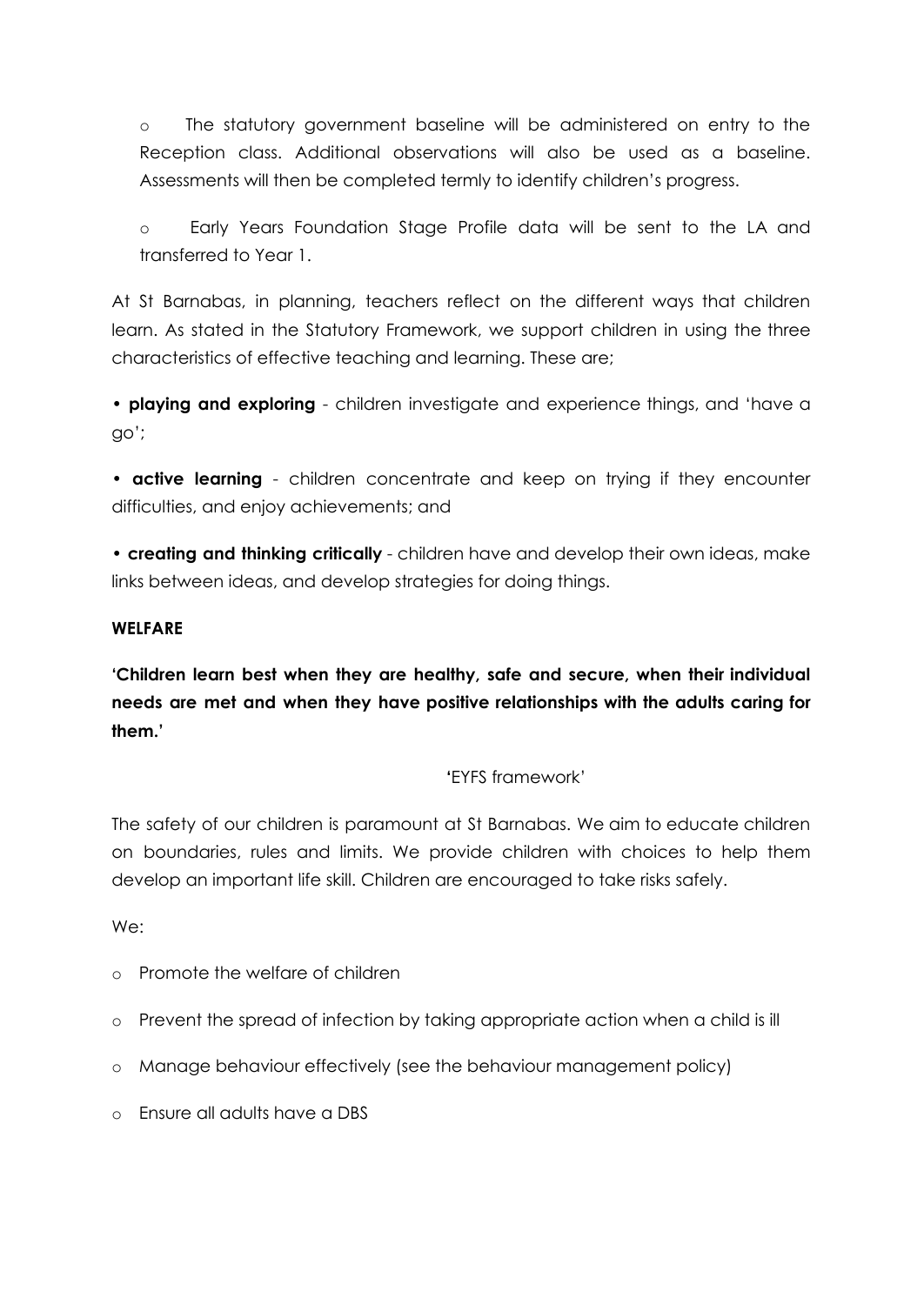- The statutory government baseline will be administered on entry to the Reception class. Additional observations will also be used as a baseline. Assessments will then be completed termly to identify children's progress.
- Early Years Foundation Stage Profile data will be sent to the LA and transferred to Year 1.

At St Barnabas, in planning, teachers reflect on the different ways that children learn. As stated in the Statutory Framework, we support children in using the three characteristics of effective teaching and learning. These are;

- **playing and exploring** - children investigate and experience things, and 'have a go';
- **active learning** - children concentrate and keep on trying if they encounter difficulties, and enjoy achievements; and
- **creating and thinking critically** - children have and develop their own ideas, make links between ideas, and develop strategies for doing things.

**WELFARE**

**'Children learn best when they are healthy, safe and secure, when their individual needs are met and when they have positive relationships with the adults caring for them.'**

'EYFS framework'

The safety of our children is paramount at St Barnabas. We aim to educate children on boundaries, rules and limits. We provide children with choices to help them develop an important life skill. Children are encouraged to take risks safely.

We:

- Promote the welfare of children
- Prevent the spread of infection by taking appropriate action when a child is ill
- Manage behaviour effectively (see the behaviour management policy)
- Ensure all adults have a DBS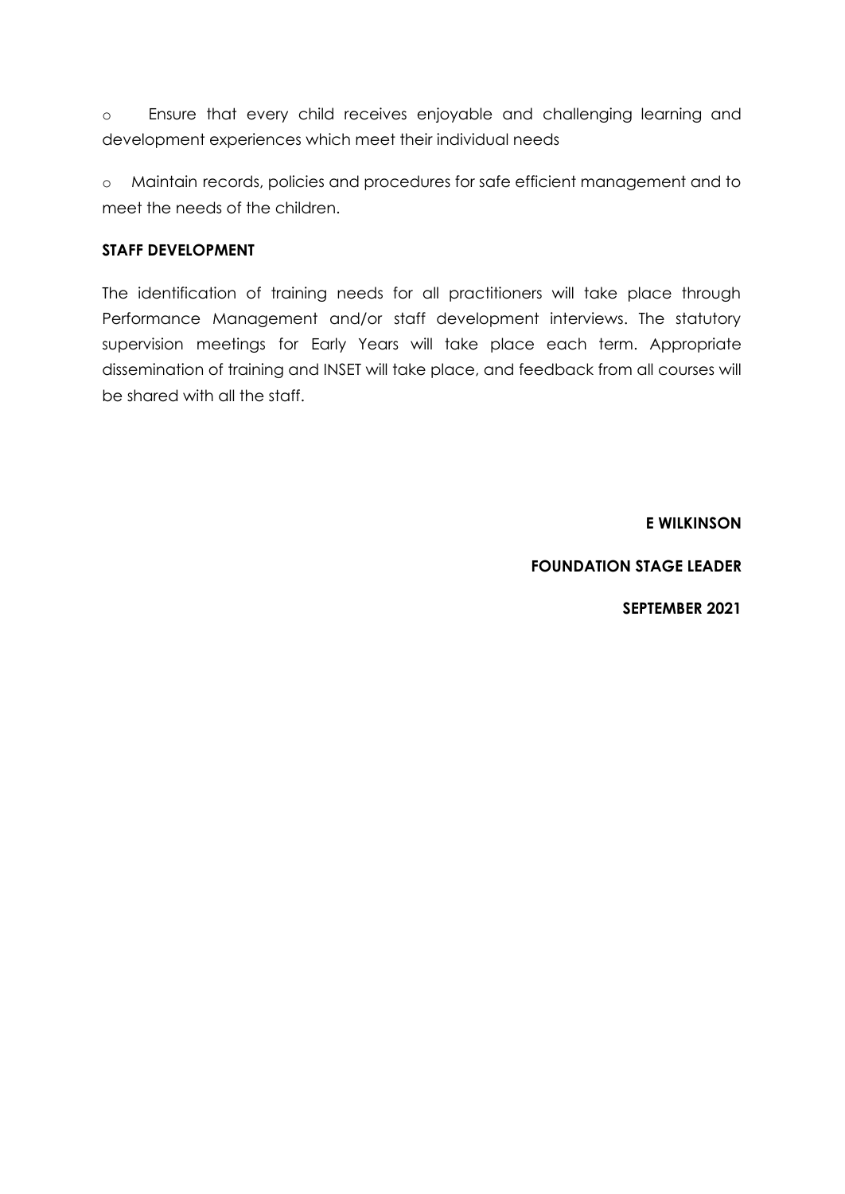- Ensure that every child receives enjoyable and challenging learning and development experiences which meet their individual needs
- Maintain records, policies and procedures for safe efficient management and to meet the needs of the children.

**STAFF DEVELOPMENT**

The identification of training needs for all practitioners will take place through Performance Management and/or staff development interviews. The statutory supervision meetings for Early Years will take place each term. Appropriate dissemination of training and INSET will take place, and feedback from all courses will be shared with all the staff.

**E WILKINSON**

**FOUNDATION STAGE LEADER**

**SEPTEMBER 2021**